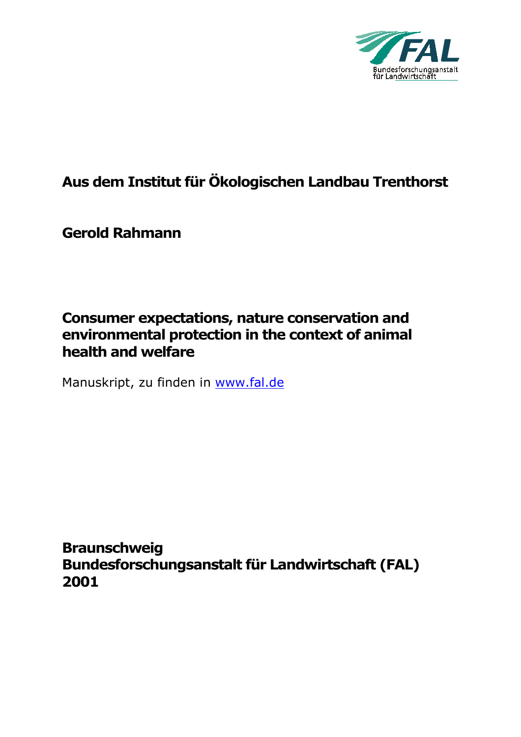**Aus dem Institut für Ökologischen Landbau Trenthorst**

**Gerold Rahmann**

# Consumer expectations, nature conservation and environmental protection in the context of animal health and welfare

Manuskript, zu finden in [www.fal.de](www.fal.de)

**Braunschweig**
**Bundesforschungsanstalt für Landwirtschaft (FAL)**
**2001**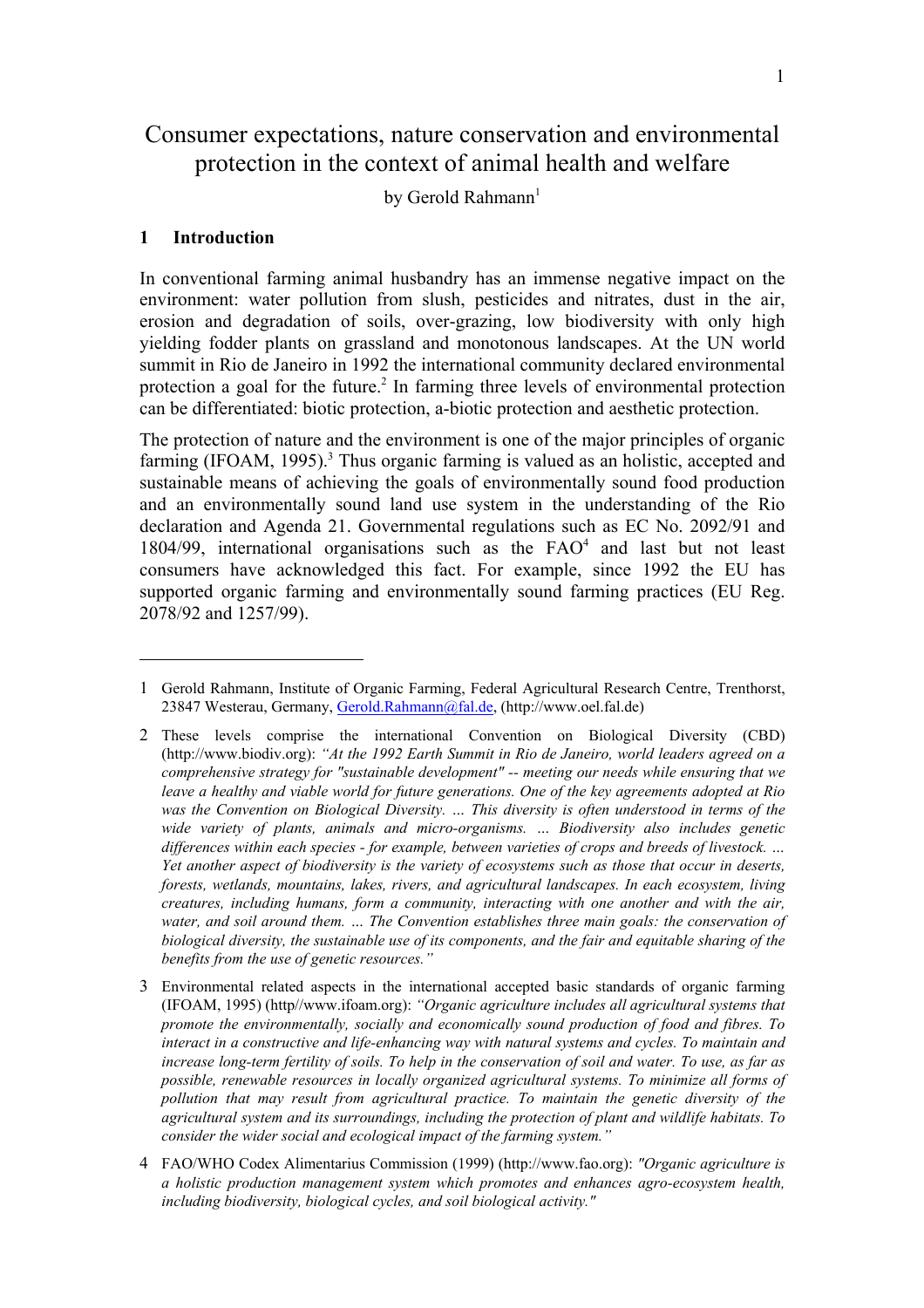# Consumer expectations, nature conservation and environmental protection in the context of animal health and welfare

by Gerold Rahmann[1]

## 1 Introduction

In conventional farming animal husbandry has an immense negative impact on the environment: water pollution from slush, pesticides and nitrates, dust in the air, erosion and degradation of soils, over-grazing, low biodiversity with only high yielding fodder plants on grassland and monotonous landscapes. At the UN world summit in Rio de Janeiro in 1992 the international community declared environmental protection a goal for the future.[2] In farming three levels of environmental protection can be differentiated: biotic protection, a-biotic protection and aesthetic protection.

The protection of nature and the environment is one of the major principles of organic farming (IFOAM, 1995).[3] Thus organic farming is valued as an holistic, accepted and sustainable means of achieving the goals of environmentally sound food production and an environmentally sound land use system in the understanding of the Rio declaration and Agenda 21. Governmental regulations such as EC No. 2092/91 and 1804/99, international organisations such as the FAO[4] and last but not least consumers have acknowledged this fact. For example, since 1992 the EU has supported organic farming and environmentally sound farming practices (EU Reg. 2078/92 and 1257/99).

---

1 Gerold Rahmann, Institute of Organic Farming, Federal Agricultural Research Centre, Trenthorst, 23847 Westerau, Germany, Gerold.Rahmann@fal.de, (http://www.oel.fal.de)

2 These levels comprise the international Convention on Biological Diversity (CBD) (http://www.biodiv.org): *"At the 1992 Earth Summit in Rio de Janeiro, world leaders agreed on a comprehensive strategy for "sustainable development" -- meeting our needs while ensuring that we leave a healthy and viable world for future generations. One of the key agreements adopted at Rio was the Convention on Biological Diversity. … This diversity is often understood in terms of the wide variety of plants, animals and micro-organisms. … Biodiversity also includes genetic differences within each species - for example, between varieties of crops and breeds of livestock. … Yet another aspect of biodiversity is the variety of ecosystems such as those that occur in deserts, forests, wetlands, mountains, lakes, rivers, and agricultural landscapes. In each ecosystem, living creatures, including humans, form a community, interacting with one another and with the air, water, and soil around them. … The Convention establishes three main goals: the conservation of biological diversity, the sustainable use of its components, and the fair and equitable sharing of the benefits from the use of genetic resources."*

3 Environmental related aspects in the international accepted basic standards of organic farming (IFOAM, 1995) (http//www.ifoam.org): *"Organic agriculture includes all agricultural systems that promote the environmentally, socially and economically sound production of food and fibres. To interact in a constructive and life-enhancing way with natural systems and cycles. To maintain and increase long-term fertility of soils. To help in the conservation of soil and water. To use, as far as possible, renewable resources in locally organized agricultural systems. To minimize all forms of pollution that may result from agricultural practice. To maintain the genetic diversity of the agricultural system and its surroundings, including the protection of plant and wildlife habitats. To consider the wider social and ecological impact of the farming system."*

4 FAO/WHO Codex Alimentarius Commission (1999) (http://www.fao.org): *"Organic agriculture is a holistic production management system which promotes and enhances agro-ecosystem health, including biodiversity, biological cycles, and soil biological activity."*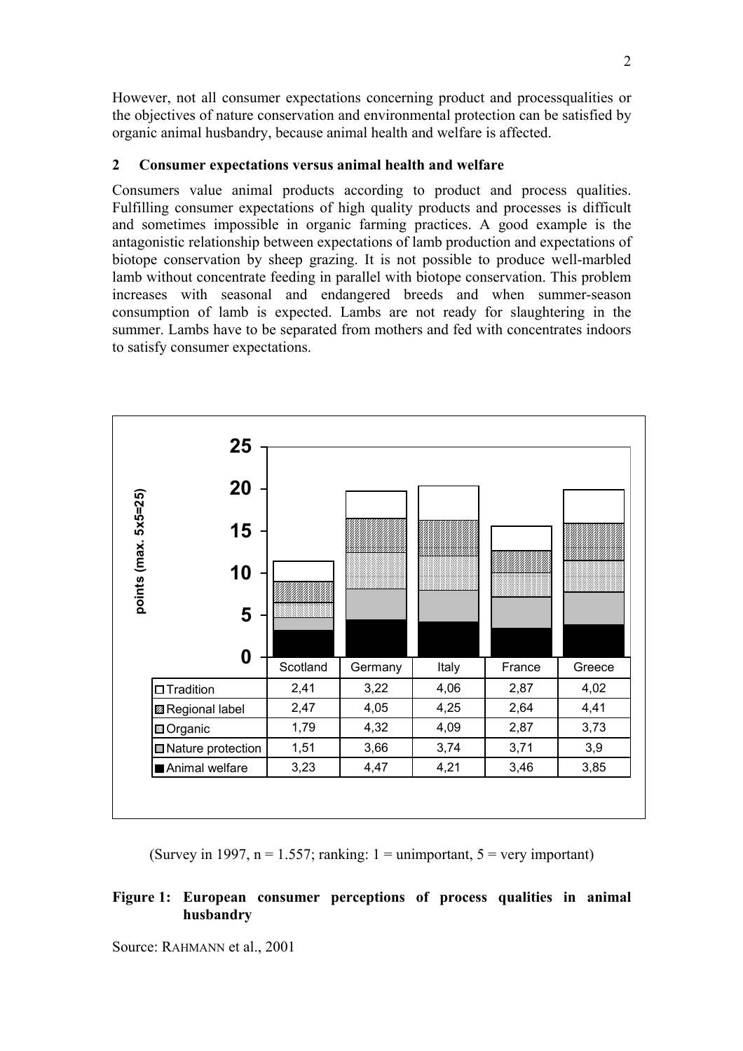However, not all consumer expectations concerning product and processqualities or the objectives of nature conservation and environmental protection can be satisfied by organic animal husbandry, because animal health and welfare is affected.

## 2 Consumer expectations versus animal health and welfare

Consumers value animal products according to product and process qualities. Fulfilling consumer expectations of high quality products and processes is difficult and sometimes impossible in organic farming practices. A good example is the antagonistic relationship between expectations of lamb production and expectations of biotope conservation by sheep grazing. It is not possible to produce well-marbled lamb without concentrate feeding in parallel with biotope conservation. This problem increases with seasonal and endangered breeds and when summer-season consumption of lamb is expected. Lambs are not ready for slaughtering in the summer. Lambs have to be separated from mothers and fed with concentrates indoors to satisfy consumer expectations.

points (max. 5x5=25)

| | Scotland | Germany | Italy | France | Greece |
|---|---|---|---|---|---|
| Tradition | 2,41 | 3,22 | 4,06 | 2,87 | 4,02 |
| Regional label | 2,47 | 4,05 | 4,25 | 2,64 | 4,41 |
| Organic | 1,79 | 4,32 | 4,09 | 2,87 | 3,73 |
| Nature protection | 1,51 | 3,66 | 3,74 | 3,71 | 3,9 |
| Animal welfare | 3,23 | 4,47 | 4,21 | 3,46 | 3,85 |

(Survey in 1997, n = 1.557; ranking: 1 = unimportant, 5 = very important)

**Figure 1: European consumer perceptions of process qualities in animal husbandry**

Source: RAHMANN et al., 2001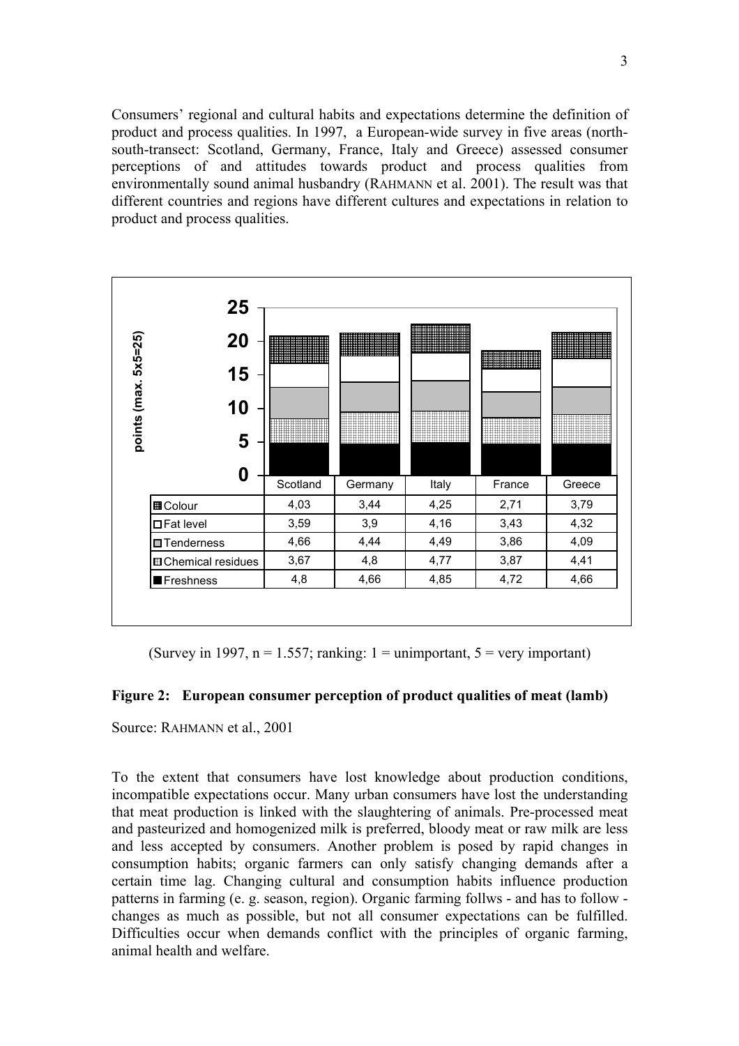Consumers' regional and cultural habits and expectations determine the definition of product and process qualities. In 1997, a European-wide survey in five areas (north-south-transect: Scotland, Germany, France, Italy and Greece) assessed consumer perceptions of and attitudes towards product and process qualities from environmentally sound animal husbandry (RAHMANN et al. 2001). The result was that different countries and regions have different cultures and expectations in relation to product and process qualities.

| | Scotland | Germany | Italy | France | Greece |
|---|---|---|---|---|---|
| Colour | 4,03 | 3,44 | 4,25 | 2,71 | 3,79 |
| Fat level | 3,59 | 3,9 | 4,16 | 3,43 | 4,32 |
| Tenderness | 4,66 | 4,44 | 4,49 | 3,86 | 4,09 |
| Chemical residues | 3,67 | 4,8 | 4,77 | 3,87 | 4,41 |
| Freshness | 4,8 | 4,66 | 4,85 | 4,72 | 4,66 |

(Survey in 1997, n = 1.557; ranking: 1 = unimportant, 5 = very important)

**Figure 2: European consumer perception of product qualities of meat (lamb)**

Source: RAHMANN et al., 2001

To the extent that consumers have lost knowledge about production conditions, incompatible expectations occur. Many urban consumers have lost the understanding that meat production is linked with the slaughtering of animals. Pre-processed meat and pasteurized and homogenized milk is preferred, bloody meat or raw milk are less and less accepted by consumers. Another problem is posed by rapid changes in consumption habits; organic farmers can only satisfy changing demands after a certain time lag. Changing cultural and consumption habits influence production patterns in farming (e. g. season, region). Organic farming follws - and has to follow - changes as much as possible, but not all consumer expectations can be fulfilled. Difficulties occur when demands conflict with the principles of organic farming, animal health and welfare.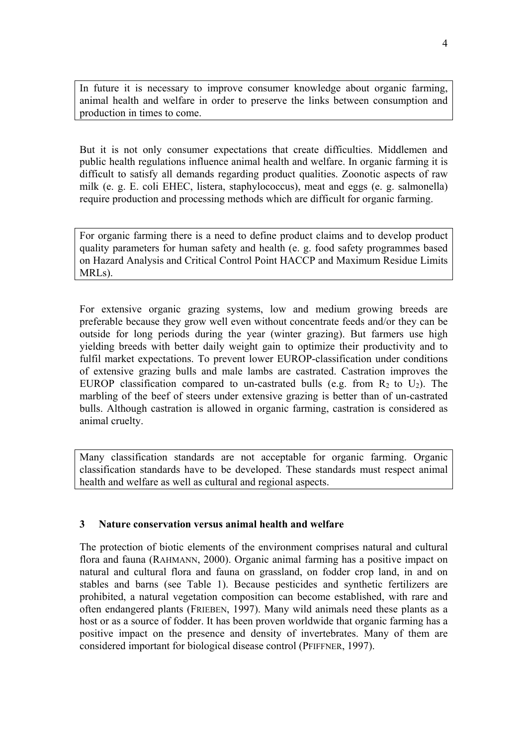In future it is necessary to improve consumer knowledge about organic farming, animal health and welfare in order to preserve the links between consumption and production in times to come.

But it is not only consumer expectations that create difficulties. Middlemen and public health regulations influence animal health and welfare. In organic farming it is difficult to satisfy all demands regarding product qualities. Zoonotic aspects of raw milk (e. g. E. coli EHEC, listera, staphylococcus), meat and eggs (e. g. salmonella) require production and processing methods which are difficult for organic farming.

For organic farming there is a need to define product claims and to develop product quality parameters for human safety and health (e. g. food safety programmes based on Hazard Analysis and Critical Control Point HACCP and Maximum Residue Limits MRLs).

For extensive organic grazing systems, low and medium growing breeds are preferable because they grow well even without concentrate feeds and/or they can be outside for long periods during the year (winter grazing). But farmers use high yielding breeds with better daily weight gain to optimize their productivity and to fulfil market expectations. To prevent lower EUROP-classification under conditions of extensive grazing bulls and male lambs are castrated. Castration improves the EUROP classification compared to un-castrated bulls (e.g. from $R_2$ to $U_2$). The marbling of the beef of steers under extensive grazing is better than of un-castrated bulls. Although castration is allowed in organic farming, castration is considered as animal cruelty.

Many classification standards are not acceptable for organic farming. Organic classification standards have to be developed. These standards must respect animal health and welfare as well as cultural and regional aspects.

## 3 Nature conservation versus animal health and welfare

The protection of biotic elements of the environment comprises natural and cultural flora and fauna (RAHMANN, 2000). Organic animal farming has a positive impact on natural and cultural flora and fauna on grassland, on fodder crop land, in and on stables and barns (see Table 1). Because pesticides and synthetic fertilizers are prohibited, a natural vegetation composition can become established, with rare and often endangered plants (FRIEBEN, 1997). Many wild animals need these plants as a host or as a source of fodder. It has been proven worldwide that organic farming has a positive impact on the presence and density of invertebrates. Many of them are considered important for biological disease control (PFIFFNER, 1997).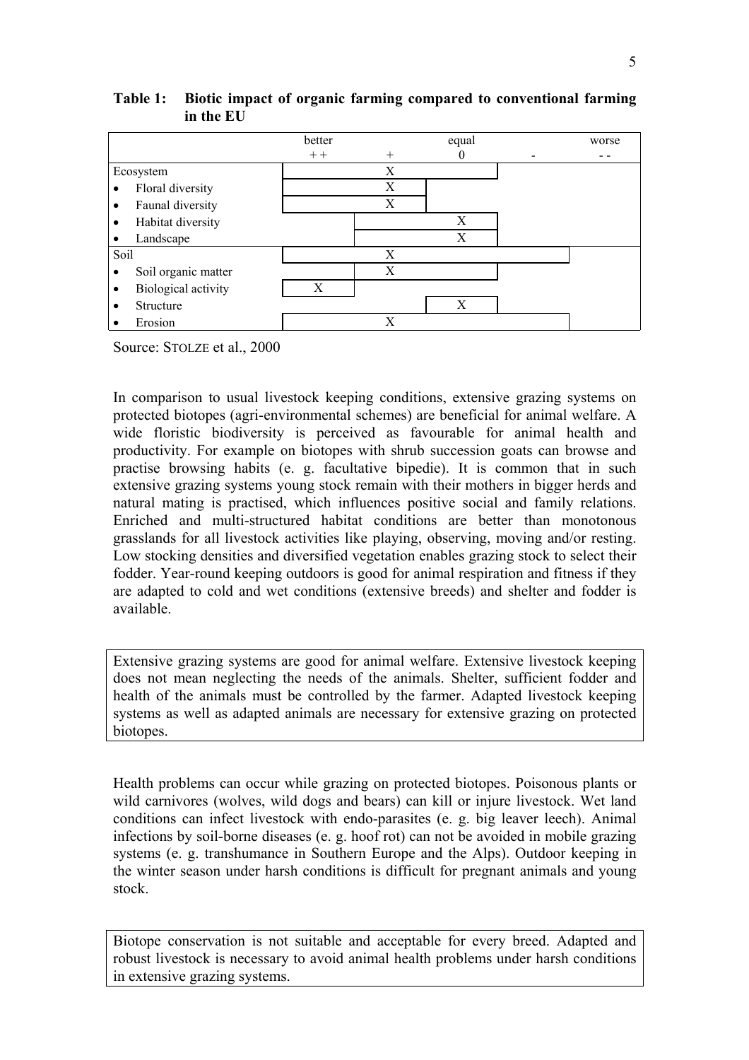**Table 1: Biotic impact of organic farming compared to conventional farming in the EU**

| | better ++ | + | equal 0 | - | worse - - |
|---|---|---|---|---|---|
| Ecosystem | | X | | | |
| • Floral diversity | | X | | | |
| • Faunal diversity | | X | | | |
| • Habitat diversity | | | X | | |
| • Landscape | | | X | | |
| Soil | | X | | | |
| • Soil organic matter | | X | | | |
| • Biological activity | X | | | | |
| • Structure | | | X | | |
| • Erosion | | X | | | |

Source: STOLZE et al., 2000

In comparison to usual livestock keeping conditions, extensive grazing systems on protected biotopes (agri-environmental schemes) are beneficial for animal welfare. A wide floristic biodiversity is perceived as favourable for animal health and productivity. For example on biotopes with shrub succession goats can browse and practise browsing habits (e. g. facultative bipedie). It is common that in such extensive grazing systems young stock remain with their mothers in bigger herds and natural mating is practised, which influences positive social and family relations. Enriched and multi-structured habitat conditions are better than monotonous grasslands for all livestock activities like playing, observing, moving and/or resting. Low stocking densities and diversified vegetation enables grazing stock to select their fodder. Year-round keeping outdoors is good for animal respiration and fitness if they are adapted to cold and wet conditions (extensive breeds) and shelter and fodder is available.

> Extensive grazing systems are good for animal welfare. Extensive livestock keeping does not mean neglecting the needs of the animals. Shelter, sufficient fodder and health of the animals must be controlled by the farmer. Adapted livestock keeping systems as well as adapted animals are necessary for extensive grazing on protected biotopes.

Health problems can occur while grazing on protected biotopes. Poisonous plants or wild carnivores (wolves, wild dogs and bears) can kill or injure livestock. Wet land conditions can infect livestock with endo-parasites (e. g. big leaver leech). Animal infections by soil-borne diseases (e. g. hoof rot) can not be avoided in mobile grazing systems (e. g. transhumance in Southern Europe and the Alps). Outdoor keeping in the winter season under harsh conditions is difficult for pregnant animals and young stock.

> Biotope conservation is not suitable and acceptable for every breed. Adapted and robust livestock is necessary to avoid animal health problems under harsh conditions in extensive grazing systems.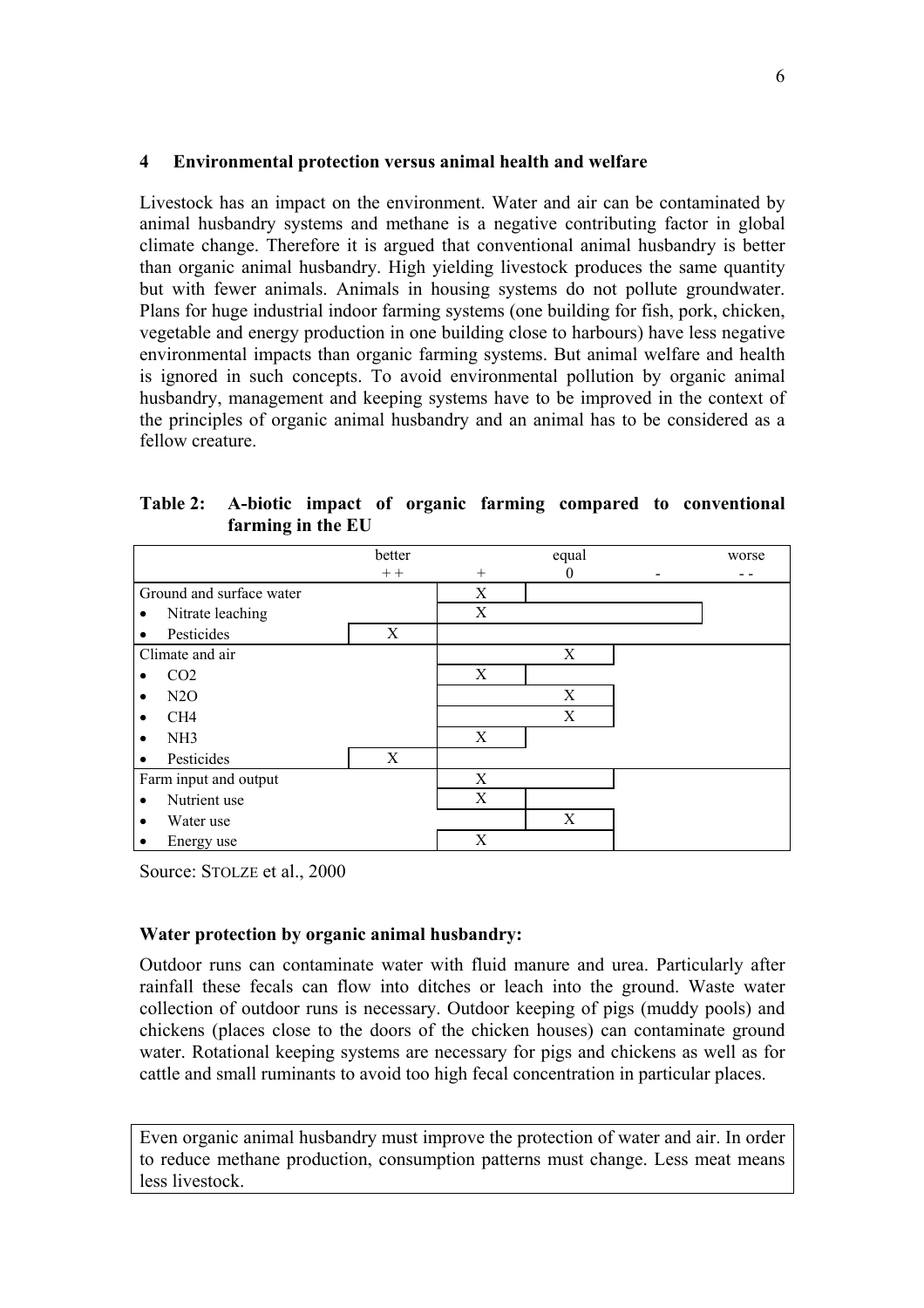## 4 Environmental protection versus animal health and welfare

Livestock has an impact on the environment. Water and air can be contaminated by animal husbandry systems and methane is a negative contributing factor in global climate change. Therefore it is argued that conventional animal husbandry is better than organic animal husbandry. High yielding livestock produces the same quantity but with fewer animals. Animals in housing systems do not pollute groundwater. Plans for huge industrial indoor farming systems (one building for fish, pork, chicken, vegetable and energy production in one building close to harbours) have less negative environmental impacts than organic farming systems. But animal welfare and health is ignored in such concepts. To avoid environmental pollution by organic animal husbandry, management and keeping systems have to be improved in the context of the principles of organic animal husbandry and an animal has to be considered as a fellow creature.

**Table 2: A-biotic impact of organic farming compared to conventional farming in the EU**

| | better | | equal | | worse |
|---|---|---|---|---|---|
| | ++ | + | 0 | - | -- |
| Ground and surface water | | X | | | |
| • Nitrate leaching | | X | | | |
| • Pesticides | X | | | | |
| Climate and air | | | X | | |
| • $CO_2$ | | X | | | |
| • $N_2O$ | | | X | | |
| • $CH_4$ | | | X | | |
| • $NH_3$ | | X | | | |
| • Pesticides | X | | | | |
| Farm input and output | | X | | | |
| • Nutrient use | | X | | | |
| • Water use | | | X | | |
| • Energy use | | X | | | |

Source: STOLZE et al., 2000

**Water protection by organic animal husbandry:**

Outdoor runs can contaminate water with fluid manure and urea. Particularly after rainfall these fecals can flow into ditches or leach into the ground. Waste water collection of outdoor runs is necessary. Outdoor keeping of pigs (muddy pools) and chickens (places close to the doors of the chicken houses) can contaminate ground water. Rotational keeping systems are necessary for pigs and chickens as well as for cattle and small ruminants to avoid too high fecal concentration in particular places.

Even organic animal husbandry must improve the protection of water and air. In order to reduce methane production, consumption patterns must change. Less meat means less livestock.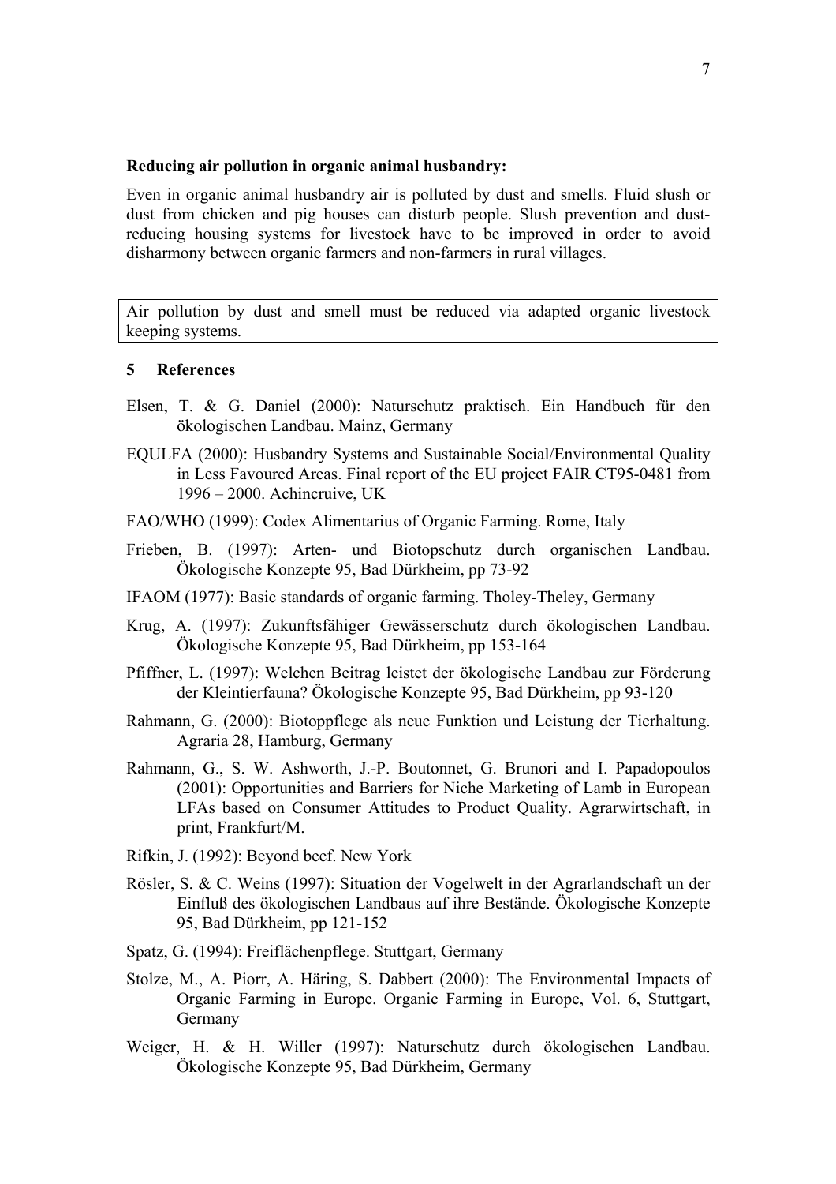**Reducing air pollution in organic animal husbandry:**

Even in organic animal husbandry air is polluted by dust and smells. Fluid slush or dust from chicken and pig houses can disturb people. Slush prevention and dust-reducing housing systems for livestock have to be improved in order to avoid disharmony between organic farmers and non-farmers in rural villages.

Air pollution by dust and smell must be reduced via adapted organic livestock keeping systems.

## 5 References

Elsen, T. & G. Daniel (2000): Naturschutz praktisch. Ein Handbuch für den ökologischen Landbau. Mainz, Germany

EQULFA (2000): Husbandry Systems and Sustainable Social/Environmental Quality in Less Favoured Areas. Final report of the EU project FAIR CT95-0481 from 1996 – 2000. Achincruive, UK

FAO/WHO (1999): Codex Alimentarius of Organic Farming. Rome, Italy

Frieben, B. (1997): Arten- und Biotopschutz durch organischen Landbau. Ökologische Konzepte 95, Bad Dürkheim, pp 73-92

IFAOM (1977): Basic standards of organic farming. Tholey-Theley, Germany

Krug, A. (1997): Zukunftsfähiger Gewässerschutz durch ökologischen Landbau. Ökologische Konzepte 95, Bad Dürkheim, pp 153-164

Pfiffner, L. (1997): Welchen Beitrag leistet der ökologische Landbau zur Förderung der Kleintierfauna? Ökologische Konzepte 95, Bad Dürkheim, pp 93-120

Rahmann, G. (2000): Biotoppflege als neue Funktion und Leistung der Tierhaltung. Agraria 28, Hamburg, Germany

Rahmann, G., S. W. Ashworth, J.-P. Boutonnet, G. Brunori and I. Papadopoulos (2001): Opportunities and Barriers for Niche Marketing of Lamb in European LFAs based on Consumer Attitudes to Product Quality. Agrarwirtschaft, in print, Frankfurt/M.

Rifkin, J. (1992): Beyond beef. New York

Rösler, S. & C. Weins (1997): Situation der Vogelwelt in der Agrarlandschaft un der Einfluß des ökologischen Landbaus auf ihre Bestände. Ökologische Konzepte 95, Bad Dürkheim, pp 121-152

Spatz, G. (1994): Freiflächenpflege. Stuttgart, Germany

Stolze, M., A. Piorr, A. Häring, S. Dabbert (2000): The Environmental Impacts of Organic Farming in Europe. Organic Farming in Europe, Vol. 6, Stuttgart, Germany

Weiger, H. & H. Willer (1997): Naturschutz durch ökologischen Landbau. Ökologische Konzepte 95, Bad Dürkheim, Germany